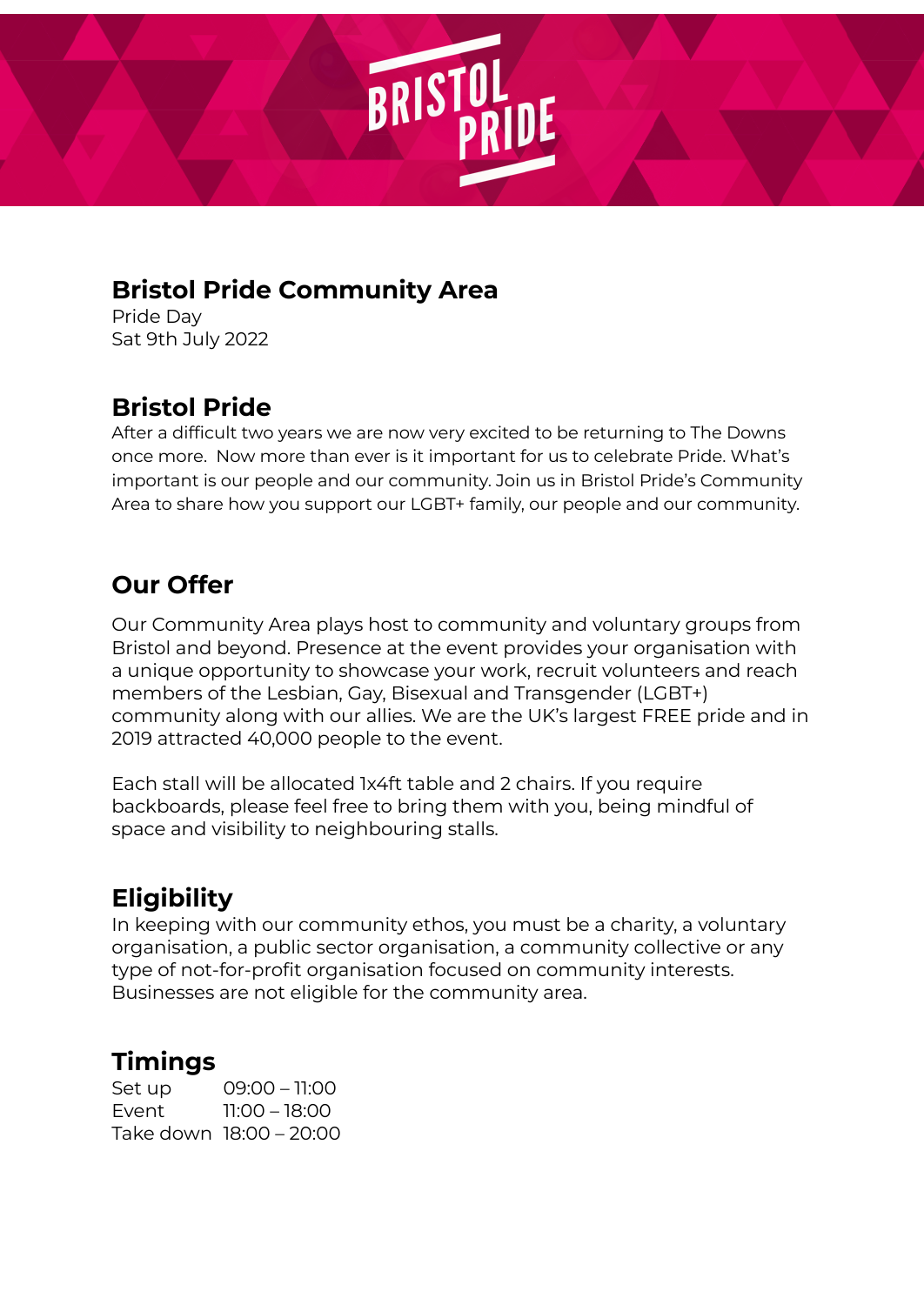# Bristol Pride Community Area

Pride Day
Sat 9th July 2022

## Bristol Pride

After a difficult two years we are now very excited to be returning to The Downs once more. Now more than ever is it important for us to celebrate Pride. What's important is our people and our community. Join us in Bristol Pride's Community Area to share how you support our LGBT+ family, our people and our community.

## Our Offer

Our Community Area plays host to community and voluntary groups from Bristol and beyond. Presence at the event provides your organisation with a unique opportunity to showcase your work, recruit volunteers and reach members of the Lesbian, Gay, Bisexual and Transgender (LGBT+) community along with our allies. We are the UK's largest FREE pride and in 2019 attracted 40,000 people to the event.

Each stall will be allocated 1x4ft table and 2 chairs. If you require backboards, please feel free to bring them with you, being mindful of space and visibility to neighbouring stalls.

## Eligibility

In keeping with our community ethos, you must be a charity, a voluntary organisation, a public sector organisation, a community collective or any type of not-for-profit organisation focused on community interests. Businesses are not eligible for the community area.

## Timings

Set up 09:00 – 11:00
Event 11:00 – 18:00
Take down 18:00 – 20:00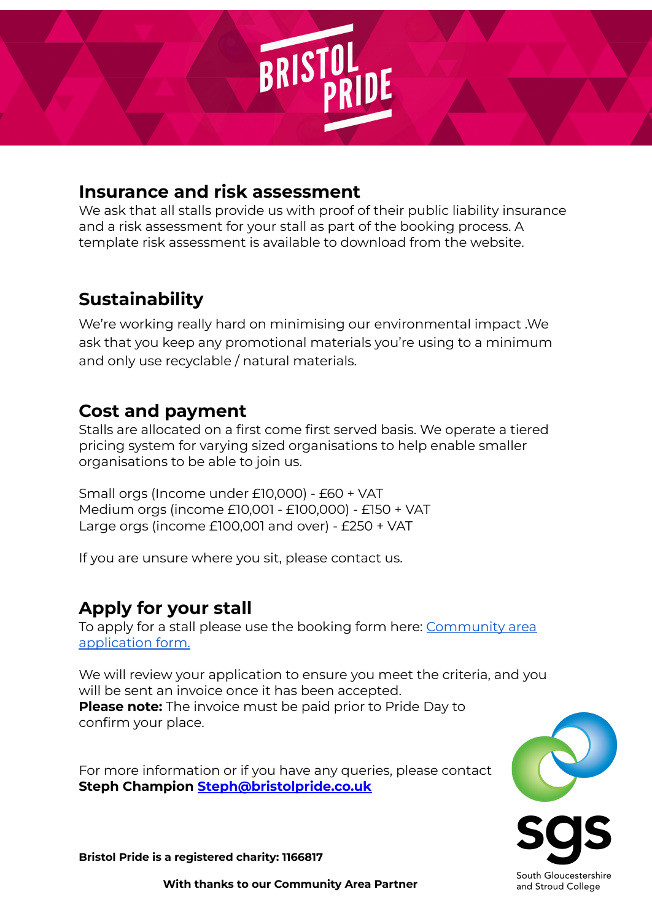## Insurance and risk assessment

We ask that all stalls provide us with proof of their public liability insurance and a risk assessment for your stall as part of the booking process. A template risk assessment is available to download from the website.

## Sustainability

We're working really hard on minimising our environmental impact .We ask that you keep any promotional materials you're using to a minimum and only use recyclable / natural materials.

## Cost and payment

Stalls are allocated on a first come first served basis. We operate a tiered pricing system for varying sized organisations to help enable smaller organisations to be able to join us.

Small orgs (Income under £10,000) - £60 + VAT
Medium orgs (income £10,001 - £100,000) - £150 + VAT
Large orgs (income £100,001 and over) - £250 + VAT

If you are unsure where you sit, please contact us.

## Apply for your stall

To apply for a stall please use the booking form here: Community area application form.

We will review your application to ensure you meet the criteria, and you will be sent an invoice once it has been accepted.
**Please note:** The invoice must be paid prior to Pride Day to confirm your place.

For more information or if you have any queries, please contact **Steph Champion Steph@bristolpride.co.uk**

**Bristol Pride is a registered charity: 1166817**

**With thanks to our Community Area Partner**

South Gloucestershire and Stroud College